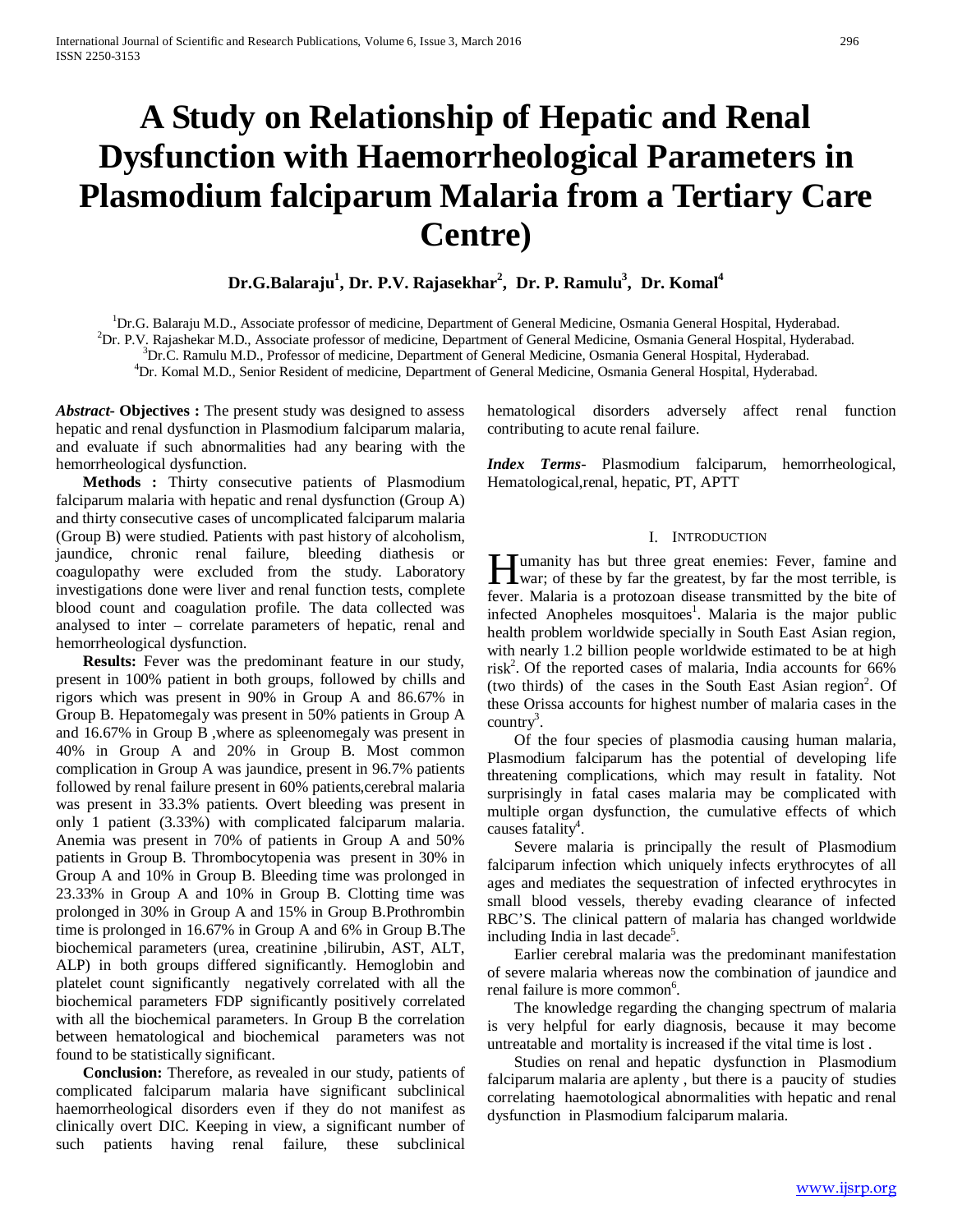# A Study on Relationship of Hepatic and Renal Dysfunction with Haemorrheological Parameters in Plasmodium falciparum Malaria from a Tertiary Care Centre)

**Dr.G.Balaraju[1], Dr. P.V. Rajasekhar[2], Dr. P. Ramulu[3], Dr. Komal[4]**

[1]Dr.G. Balaraju M.D., Associate professor of medicine, Department of General Medicine, Osmania General Hospital, Hyderabad.
[2]Dr. P.V. Rajashekar M.D., Associate professor of medicine, Department of General Medicine, Osmania General Hospital, Hyderabad.
[3]Dr.C. Ramulu M.D., Professor of medicine, Department of General Medicine, Osmania General Hospital, Hyderabad.
[4]Dr. Komal M.D., Senior Resident of medicine, Department of General Medicine, Osmania General Hospital, Hyderabad.

***Abstract*- Objectives :** The present study was designed to assess hepatic and renal dysfunction in Plasmodium falciparum malaria, and evaluate if such abnormalities had any bearing with the hemorrheological dysfunction.

**Methods :** Thirty consecutive patients of Plasmodium falciparum malaria with hepatic and renal dysfunction (Group A) and thirty consecutive cases of uncomplicated falciparum malaria (Group B) were studied. Patients with past history of alcoholism, jaundice, chronic renal failure, bleeding diathesis or coagulopathy were excluded from the study. Laboratory investigations done were liver and renal function tests, complete blood count and coagulation profile. The data collected was analysed to inter – correlate parameters of hepatic, renal and hemorrheological dysfunction.

**Results:** Fever was the predominant feature in our study, present in 100% patient in both groups, followed by chills and rigors which was present in 90% in Group A and 86.67% in Group B. Hepatomegaly was present in 50% patients in Group A and 16.67% in Group B ,where as spleenomegaly was present in 40% in Group A and 20% in Group B. Most common complication in Group A was jaundice, present in 96.7% patients followed by renal failure present in 60% patients,cerebral malaria was present in 33.3% patients. Overt bleeding was present in only 1 patient (3.33%) with complicated falciparum malaria. Anemia was present in 70% of patients in Group A and 50% patients in Group B. Thrombocytopenia was present in 30% in Group A and 10% in Group B. Bleeding time was prolonged in 23.33% in Group A and 10% in Group B. Clotting time was prolonged in 30% in Group A and 15% in Group B.Prothrombin time is prolonged in 16.67% in Group A and 6% in Group B.The biochemical parameters (urea, creatinine ,bilirubin, AST, ALT, ALP) in both groups differed significantly. Hemoglobin and platelet count significantly negatively correlated with all the biochemical parameters FDP significantly positively correlated with all the biochemical parameters. In Group B the correlation between hematological and biochemical parameters was not found to be statistically significant.

**Conclusion:** Therefore, as revealed in our study, patients of complicated falciparum malaria have significant subclinical haemorrheological disorders even if they do not manifest as clinically overt DIC. Keeping in view, a significant number of such patients having renal failure, these subclinical hematological disorders adversely affect renal function contributing to acute renal failure.

***Index Terms*-** Plasmodium falciparum, hemorrheological, Hematological,renal, hepatic, PT, APTT

## I. Introduction

Humanity has but three great enemies: Fever, famine and war; of these by far the greatest, by far the most terrible, is fever. Malaria is a protozoan disease transmitted by the bite of infected Anopheles mosquitoes[1]. Malaria is the major public health problem worldwide specially in South East Asian region, with nearly 1.2 billion people worldwide estimated to be at high risk[2]. Of the reported cases of malaria, India accounts for 66% (two thirds) of the cases in the South East Asian region[2]. Of these Orissa accounts for highest number of malaria cases in the country[3].

Of the four species of plasmodia causing human malaria, Plasmodium falciparum has the potential of developing life threatening complications, which may result in fatality. Not surprisingly in fatal cases malaria may be complicated with multiple organ dysfunction, the cumulative effects of which causes fatality[4].

Severe malaria is principally the result of Plasmodium falciparum infection which uniquely infects erythrocytes of all ages and mediates the sequestration of infected erythrocytes in small blood vessels, thereby evading clearance of infected RBC'S. The clinical pattern of malaria has changed worldwide including India in last decade[5].

Earlier cerebral malaria was the predominant manifestation of severe malaria whereas now the combination of jaundice and renal failure is more common[6].

The knowledge regarding the changing spectrum of malaria is very helpful for early diagnosis, because it may become untreatable and mortality is increased if the vital time is lost .

Studies on renal and hepatic dysfunction in Plasmodium falciparum malaria are aplenty , but there is a paucity of studies correlating haemotological abnormalities with hepatic and renal dysfunction in Plasmodium falciparum malaria.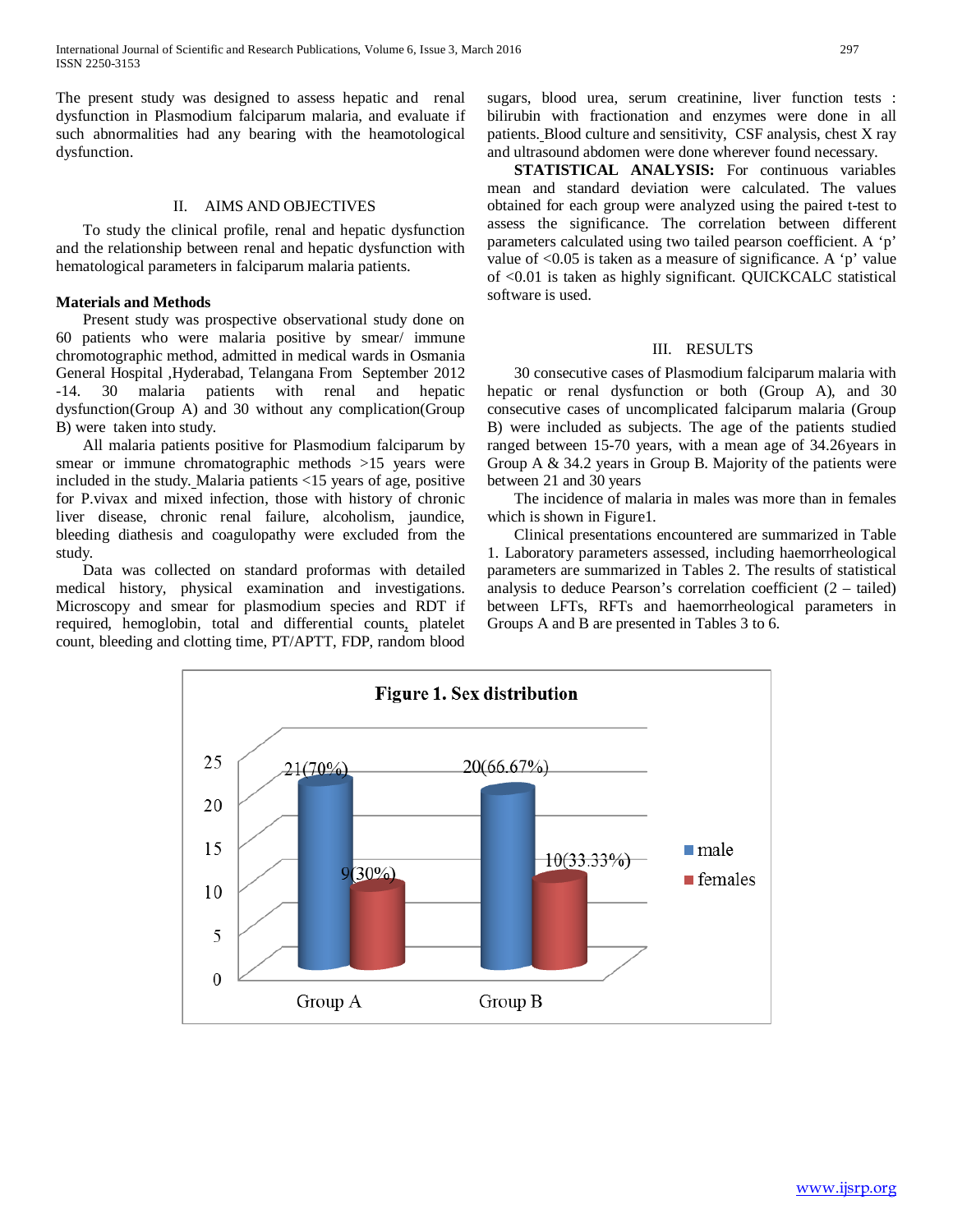The present study was designed to assess hepatic and renal dysfunction in Plasmodium falciparum malaria, and evaluate if such abnormalities had any bearing with the heamotological dysfunction.

## II. AIMS AND OBJECTIVES

To study the clinical profile, renal and hepatic dysfunction and the relationship between renal and hepatic dysfunction with hematological parameters in falciparum malaria patients.

### Materials and Methods

Present study was prospective observational study done on 60 patients who were malaria positive by smear/ immune chromotographic method, admitted in medical wards in Osmania General Hospital ,Hyderabad, Telangana From September 2012 -14. 30 malaria patients with renal and hepatic dysfunction(Group A) and 30 without any complication(Group B) were taken into study.

All malaria patients positive for Plasmodium falciparum by smear or immune chromatographic methods >15 years were included in the study. Malaria patients <15 years of age, positive for P.vivax and mixed infection, those with history of chronic liver disease, chronic renal failure, alcoholism, jaundice, bleeding diathesis and coagulopathy were excluded from the study.

Data was collected on standard proformas with detailed medical history, physical examination and investigations. Microscopy and smear for plasmodium species and RDT if required, hemoglobin, total and differential counts, platelet count, bleeding and clotting time, PT/APTT, FDP, random blood sugars, blood urea, serum creatinine, liver function tests : bilirubin with fractionation and enzymes were done in all patients. Blood culture and sensitivity, CSF analysis, chest X ray and ultrasound abdomen were done wherever found necessary.

**STATISTICAL ANALYSIS:** For continuous variables mean and standard deviation were calculated. The values obtained for each group were analyzed using the paired t-test to assess the significance. The correlation between different parameters calculated using two tailed pearson coefficient. A 'p' value of <0.05 is taken as a measure of significance. A 'p' value of <0.01 is taken as highly significant. QUICKCALC statistical software is used.

## III. RESULTS

30 consecutive cases of Plasmodium falciparum malaria with hepatic or renal dysfunction or both (Group A), and 30 consecutive cases of uncomplicated falciparum malaria (Group B) were included as subjects. The age of the patients studied ranged between 15-70 years, with a mean age of 34.26years in Group A & 34.2 years in Group B. Majority of the patients were between 21 and 30 years

The incidence of malaria in males was more than in females which is shown in Figure1.

Clinical presentations encountered are summarized in Table 1. Laboratory parameters assessed, including haemorrheological parameters are summarized in Tables 2. The results of statistical analysis to deduce Pearson's correlation coefficient (2 – tailed) between LFTs, RFTs and haemorrheological parameters in Groups A and B are presented in Tables 3 to 6.

**Figure 1. Sex distribution**

| | male | females |
|---|---|---|
| Group A | 21(70%) | 9(30%) |
| Group B | 20(66.67%) | 10(33.33%) |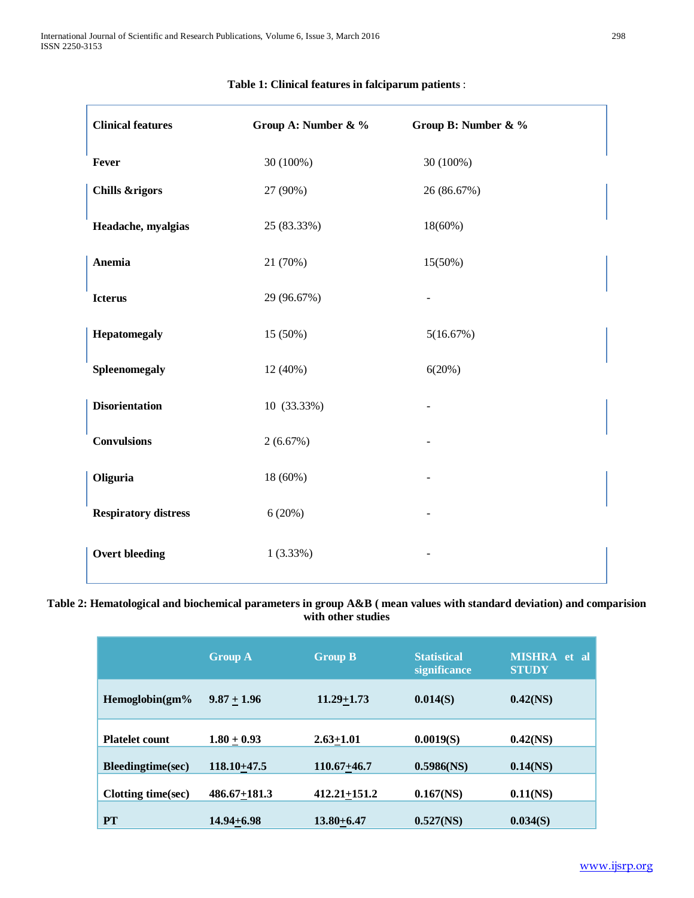**Table 1: Clinical features in falciparum patients** :

| Clinical features | Group A: Number & % | Group B: Number & % |
|---|---|---|
| **Fever** | 30 (100%) | 30 (100%) |
| **Chills &rigors** | 27 (90%) | 26 (86.67%) |
| **Headache, myalgias** | 25 (83.33%) | 18(60%) |
| **Anemia** | 21 (70%) | 15(50%) |
| **Icterus** | 29 (96.67%) | - |
| **Hepatomegaly** | 15 (50%) | 5(16.67%) |
| **Spleenomegaly** | 12 (40%) | 6(20%) |
| **Disorientation** | 10 (33.33%) | - |
| **Convulsions** | 2 (6.67%) | - |
| **Oliguria** | 18 (60%) | - |
| **Respiratory distress** | 6 (20%) | - |
| **Overt bleeding** | 1 (3.33%) | - |

**Table 2: Hematological and biochemical parameters in group A&B ( mean values with standard deviation) and comparision with other studies**

| | Group A | Group B | Statistical significance | MISHRA et al STUDY |
|---|---|---|---|---|
| **Hemoglobin(gm%** | **9.87 ± 1.96** | **11.29±1.73** | **0.014(S)** | **0.42(NS)** |
| **Platelet count** | **1.80 ± 0.93** | **2.63±1.01** | **0.0019(S)** | **0.42(NS)** |
| **Bleedingtime(sec)** | **118.10±47.5** | **110.67±46.7** | **0.5986(NS)** | **0.14(NS)** |
| **Clotting time(sec)** | **486.67±181.3** | **412.21±151.2** | **0.167(NS)** | **0.11(NS)** |
| **PT** | **14.94±6.98** | **13.80±6.47** | **0.527(NS)** | **0.034(S)** |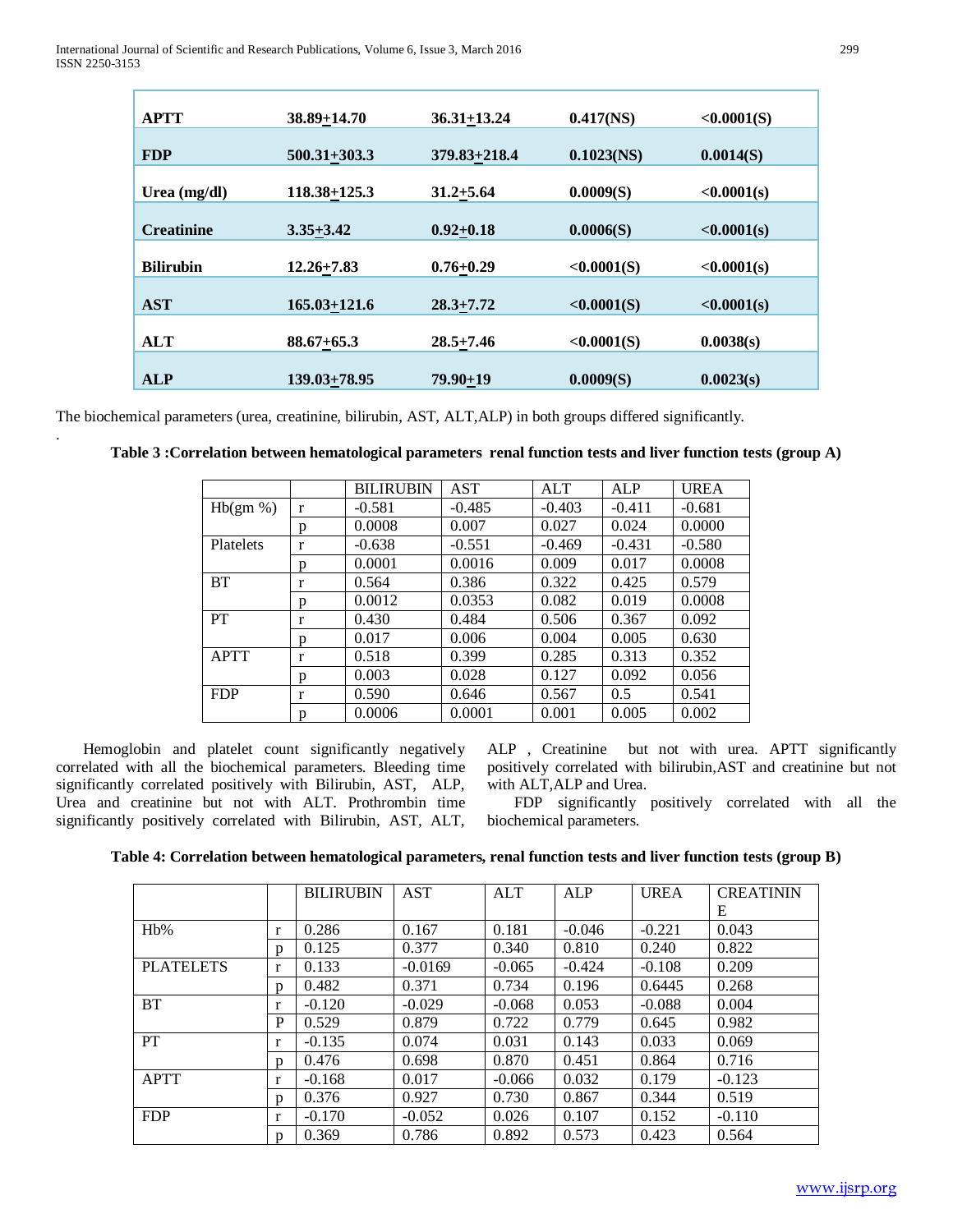| | | | | |
|---|---|---|---|---|
| **APTT** | **38.89±14.70** | **36.31±13.24** | **0.417(NS)** | **<0.0001(S)** |
| **FDP** | **500.31±303.3** | **379.83±218.4** | **0.1023(NS)** | **0.0014(S)** |
| **Urea (mg/dl)** | **118.38±125.3** | **31.2±5.64** | **0.0009(S)** | **<0.0001(s)** |
| **Creatinine** | **3.35±3.42** | **0.92±0.18** | **0.0006(S)** | **<0.0001(s)** |
| **Bilirubin** | **12.26±7.83** | **0.76±0.29** | **<0.0001(S)** | **<0.0001(s)** |
| **AST** | **165.03±121.6** | **28.3±7.72** | **<0.0001(S)** | **<0.0001(s)** |
| **ALT** | **88.67±65.3** | **28.5±7.46** | **<0.0001(S)** | **0.0038(s)** |
| **ALP** | **139.03±78.95** | **79.90±19** | **0.0009(S)** | **0.0023(s)** |

The biochemical parameters (urea, creatinine, bilirubin, AST, ALT,ALP) in both groups differed significantly.

.

**Table 3 :Correlation between hematological parameters renal function tests and liver function tests (group A)**

| | | BILIRUBIN | AST | ALT | ALP | UREA |
|---|---|---|---|---|---|---|
| Hb(gm %) | r | -0.581 | -0.485 | -0.403 | -0.411 | -0.681 |
| | p | 0.0008 | 0.007 | 0.027 | 0.024 | 0.0000 |
| Platelets | r | -0.638 | -0.551 | -0.469 | -0.431 | -0.580 |
| | p | 0.0001 | 0.0016 | 0.009 | 0.017 | 0.0008 |
| BT | r | 0.564 | 0.386 | 0.322 | 0.425 | 0.579 |
| | p | 0.0012 | 0.0353 | 0.082 | 0.019 | 0.0008 |
| PT | r | 0.430 | 0.484 | 0.506 | 0.367 | 0.092 |
| | p | 0.017 | 0.006 | 0.004 | 0.005 | 0.630 |
| APTT | r | 0.518 | 0.399 | 0.285 | 0.313 | 0.352 |
| | p | 0.003 | 0.028 | 0.127 | 0.092 | 0.056 |
| FDP | r | 0.590 | 0.646 | 0.567 | 0.5 | 0.541 |
| | p | 0.0006 | 0.0001 | 0.001 | 0.005 | 0.002 |

Hemoglobin and platelet count significantly negatively correlated with all the biochemical parameters. Bleeding time significantly correlated positively with Bilirubin, AST, ALP, Urea and creatinine but not with ALT. Prothrombin time significantly positively correlated with Bilirubin, AST, ALT, ALP , Creatinine but not with urea. APTT significantly positively correlated with bilirubin,AST and creatinine but not with ALT,ALP and Urea.

FDP significantly positively correlated with all the biochemical parameters.

**Table 4: Correlation between hematological parameters, renal function tests and liver function tests (group B)**

| | | BILIRUBIN | AST | ALT | ALP | UREA | CREATININE |
|---|---|---|---|---|---|---|---|
| Hb% | r | 0.286 | 0.167 | 0.181 | -0.046 | -0.221 | 0.043 |
| | p | 0.125 | 0.377 | 0.340 | 0.810 | 0.240 | 0.822 |
| PLATELETS | r | 0.133 | -0.0169 | -0.065 | -0.424 | -0.108 | 0.209 |
| | p | 0.482 | 0.371 | 0.734 | 0.196 | 0.6445 | 0.268 |
| BT | r | -0.120 | -0.029 | -0.068 | 0.053 | -0.088 | 0.004 |
| | P | 0.529 | 0.879 | 0.722 | 0.779 | 0.645 | 0.982 |
| PT | r | -0.135 | 0.074 | 0.031 | 0.143 | 0.033 | 0.069 |
| | p | 0.476 | 0.698 | 0.870 | 0.451 | 0.864 | 0.716 |
| APTT | r | -0.168 | 0.017 | -0.066 | 0.032 | 0.179 | -0.123 |
| | p | 0.376 | 0.927 | 0.730 | 0.867 | 0.344 | 0.519 |
| FDP | r | -0.170 | -0.052 | 0.026 | 0.107 | 0.152 | -0.110 |
| | p | 0.369 | 0.786 | 0.892 | 0.573 | 0.423 | 0.564 |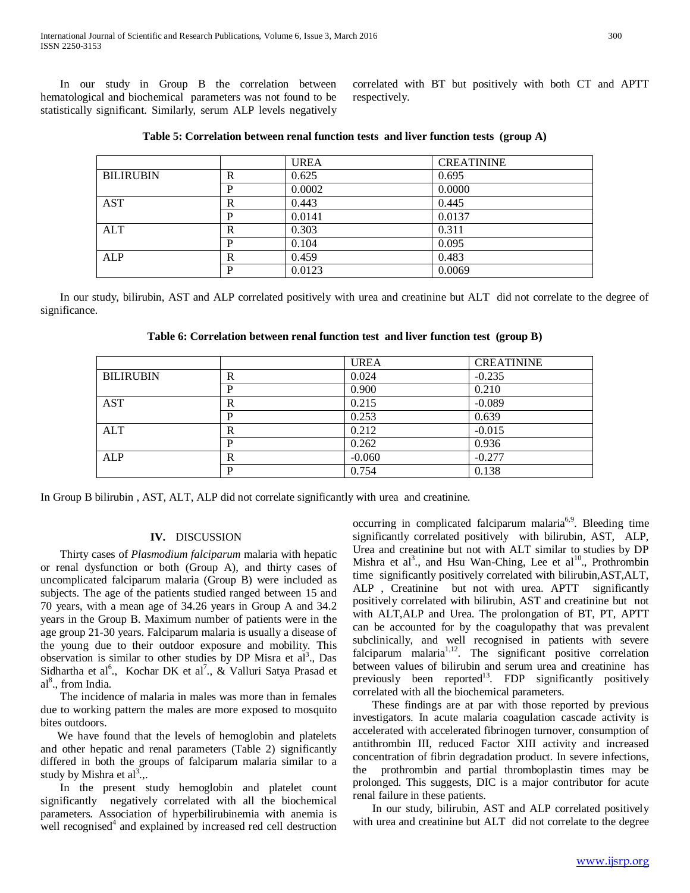In our study in Group B the correlation between hematological and biochemical parameters was not found to be statistically significant. Similarly, serum ALP levels negatively correlated with BT but positively with both CT and APTT respectively.

**Table 5: Correlation between renal function tests and liver function tests (group A)**

| | | UREA | CREATININE |
|---|---|---|---|
| BILIRUBIN | R | 0.625 | 0.695 |
| | P | 0.0002 | 0.0000 |
| AST | R | 0.443 | 0.445 |
| | P | 0.0141 | 0.0137 |
| ALT | R | 0.303 | 0.311 |
| | P | 0.104 | 0.095 |
| ALP | R | 0.459 | 0.483 |
| | P | 0.0123 | 0.0069 |

In our study, bilirubin, AST and ALP correlated positively with urea and creatinine but ALT did not correlate to the degree of significance.

**Table 6: Correlation between renal function test and liver function test (group B)**

| | | UREA | CREATININE |
|---|---|---|---|
| BILIRUBIN | R | 0.024 | -0.235 |
| | P | 0.900 | 0.210 |
| AST | R | 0.215 | -0.089 |
| | P | 0.253 | 0.639 |
| ALT | R | 0.212 | -0.015 |
| | P | 0.262 | 0.936 |
| ALP | R | -0.060 | -0.277 |
| | P | 0.754 | 0.138 |

In Group B bilirubin , AST, ALT, ALP did not correlate significantly with urea and creatinine.

## IV. DISCUSSION

Thirty cases of *Plasmodium falciparum* malaria with hepatic or renal dysfunction or both (Group A), and thirty cases of uncomplicated falciparum malaria (Group B) were included as subjects. The age of the patients studied ranged between 15 and 70 years, with a mean age of 34.26 years in Group A and 34.2 years in the Group B. Maximum number of patients were in the age group 21-30 years. Falciparum malaria is usually a disease of the young due to their outdoor exposure and mobility. This observation is similar to other studies by DP Misra et al[3]., Das Sidhartha et al[6]., Kochar DK et al[7]., & Valluri Satya Prasad et al[8]., from India.

The incidence of malaria in males was more than in females due to working pattern the males are more exposed to mosquito bites outdoors.

We have found that the levels of hemoglobin and platelets and other hepatic and renal parameters (Table 2) significantly differed in both the groups of falciparum malaria similar to a study by Mishra et al[3].,.

In the present study hemoglobin and platelet count significantly negatively correlated with all the biochemical parameters. Association of hyperbilirubinemia with anemia is well recognised[4] and explained by increased red cell destruction occurring in complicated falciparum malaria[6,9]. Bleeding time significantly correlated positively with bilirubin, AST, ALP, Urea and creatinine but not with ALT similar to studies by DP Mishra et al[3]., and Hsu Wan-Ching, Lee et al[10]., Prothrombin time significantly positively correlated with bilirubin,AST,ALT, ALP , Creatinine but not with urea. APTT significantly positively correlated with bilirubin, AST and creatinine but not with ALT,ALP and Urea. The prolongation of BT, PT, APTT can be accounted for by the coagulopathy that was prevalent subclinically, and well recognised in patients with severe falciparum malaria[1,12]. The significant positive correlation between values of bilirubin and serum urea and creatinine has previously been reported[13]. FDP significantly positively correlated with all the biochemical parameters.

These findings are at par with those reported by previous investigators. In acute malaria coagulation cascade activity is accelerated with accelerated fibrinogen turnover, consumption of antithrombin III, reduced Factor XIII activity and increased concentration of fibrin degradation product. In severe infections, the prothrombin and partial thromboplastin times may be prolonged. This suggests, DIC is a major contributor for acute renal failure in these patients.

In our study, bilirubin, AST and ALP correlated positively with urea and creatinine but ALT did not correlate to the degree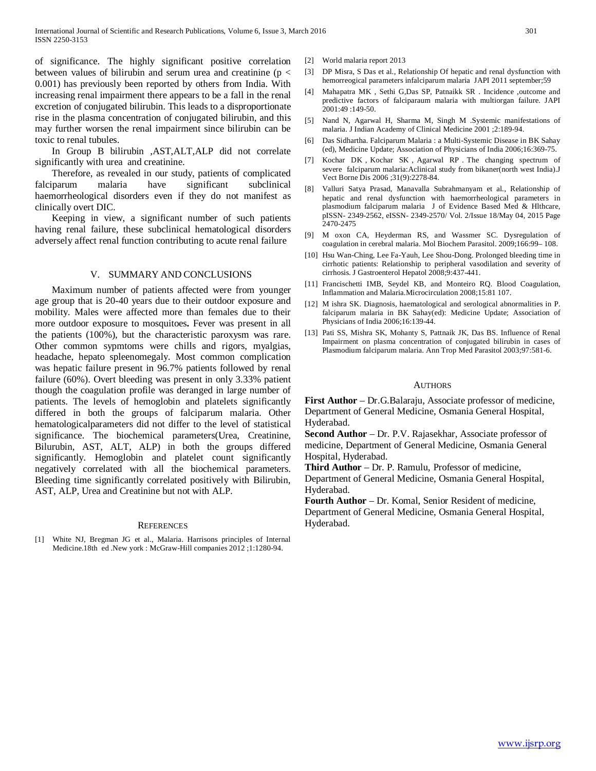of significance. The highly significant positive correlation between values of bilirubin and serum urea and creatinine ($p < 0.001$) has previously been reported by others from India. With increasing renal impairment there appears to be a fall in the renal excretion of conjugated bilirubin. This leads to a disproportionate rise in the plasma concentration of conjugated bilirubin, and this may further worsen the renal impairment since bilirubin can be toxic to renal tubules.

In Group B bilirubin ,AST,ALT,ALP did not correlate significantly with urea and creatinine.

Therefore, as revealed in our study, patients of complicated falciparum malaria have significant subclinical haemorrheological disorders even if they do not manifest as clinically overt DIC.

Keeping in view, a significant number of such patients having renal failure, these subclinical hematological disorders adversely affect renal function contributing to acute renal failure

## V. SUMMARY AND CONCLUSIONS

Maximum number of patients affected were from younger age group that is 20-40 years due to their outdoor exposure and mobility. Males were affected more than females due to their more outdoor exposure to mosquitoes**.** Fever was present in all the patients (100%), but the characteristic paroxysm was rare. Other common sypmtoms were chills and rigors, myalgias, headache, hepato spleenomegaly. Most common complication was hepatic failure present in 96.7% patients followed by renal failure (60%). Overt bleeding was present in only 3.33% patient though the coagulation profile was deranged in large number of patients. The levels of hemoglobin and platelets significantly differed in both the groups of falciparum malaria. Other hematologicalparameters did not differ to the level of statistical significance. The biochemical parameters(Urea, Creatinine, Bilurubin, AST, ALT, ALP) in both the groups differed significantly. Hemoglobin and platelet count significantly negatively correlated with all the biochemical parameters. Bleeding time significantly correlated positively with Bilirubin, AST, ALP, Urea and Creatinine but not with ALP.

## REFERENCES

[1] White NJ, Bregman JG et al., Malaria. Harrisons principles of Internal Medicine.18th ed .New york : McGraw-Hill companies 2012 ;1:1280-94.

[2] World malaria report 2013

[3] DP Misra, S Das et al., Relationship Of hepatic and renal dysfunction with hemorreogical parameters infalciparum malaria JAPI 2011 september;59

[4] Mahapatra MK , Sethi G,Das SP, Patnaikk SR . Incidence ,outcome and predictive factors of falciparaum malaria with multiorgan failure. JAPI 2001:49 :149-50.

[5] Nand N, Agarwal H, Sharma M, Singh M .Systemic manifestations of malaria. J Indian Academy of Clinical Medicine 2001 ;2:189-94.

[6] Das Sidhartha. Falciparum Malaria : a Multi-Systemic Disease in BK Sahay (ed), Medicine Update; Association of Physicians of India 2006;16:369-75.

[7] Kochar DK , Kochar SK , Agarwal RP . The changing spectrum of severe falciparum malaria:Aclinical study from bikaner(north west India).J Vect Borne Dis 2006 ;31(9):2278-84.

[8] Valluri Satya Prasad, Manavalla Subrahmanyam et al., Relationship of hepatic and renal dysfunction with haemorrheological parameters in plasmodium falciparum malaria J of Evidence Based Med & Hlthcare, pISSN- 2349-2562, eISSN- 2349-2570/ Vol. 2/Issue 18/May 04, 2015 Page 2470-2475

[9] M oxon CA, Heyderman RS, and Wassmer SC. Dysregulation of coagulation in cerebral malaria. Mol Biochem Parasitol. 2009;166:99– 108.

[10] Hsu Wan-Ching, Lee Fa-Yauh, Lee Shou-Dong. Prolonged bleeding time in cirrhotic patients: Relationship to peripheral vasodilation and severity of cirrhosis. J Gastroenterol Hepatol 2008;9:437-441.

[11] Francischetti IMB, Seydel KB, and Monteiro RQ. Blood Coagulation, Inflammation and Malaria.Microcirculation 2008;15:81 107.

[12] M ishra SK. Diagnosis, haematological and serological abnormalities in P. falciparum malaria in BK Sahay(ed): Medicine Update; Association of Physicians of India 2006;16:139-44.

[13] Pati SS, Mishra SK, Mohanty S, Pattnaik JK, Das BS. Influence of Renal Impairment on plasma concentration of conjugated bilirubin in cases of Plasmodium falciparum malaria. Ann Trop Med Parasitol 2003;97:581-6.

## AUTHORS

**First Author** – Dr.G.Balaraju, Associate professor of medicine, Department of General Medicine, Osmania General Hospital, Hyderabad.

**Second Author** – Dr. P.V. Rajasekhar, Associate professor of medicine, Department of General Medicine, Osmania General Hospital, Hyderabad.

**Third Author** – Dr. P. Ramulu, Professor of medicine, Department of General Medicine, Osmania General Hospital, Hyderabad.

**Fourth Author** – Dr. Komal, Senior Resident of medicine, Department of General Medicine, Osmania General Hospital, Hyderabad.